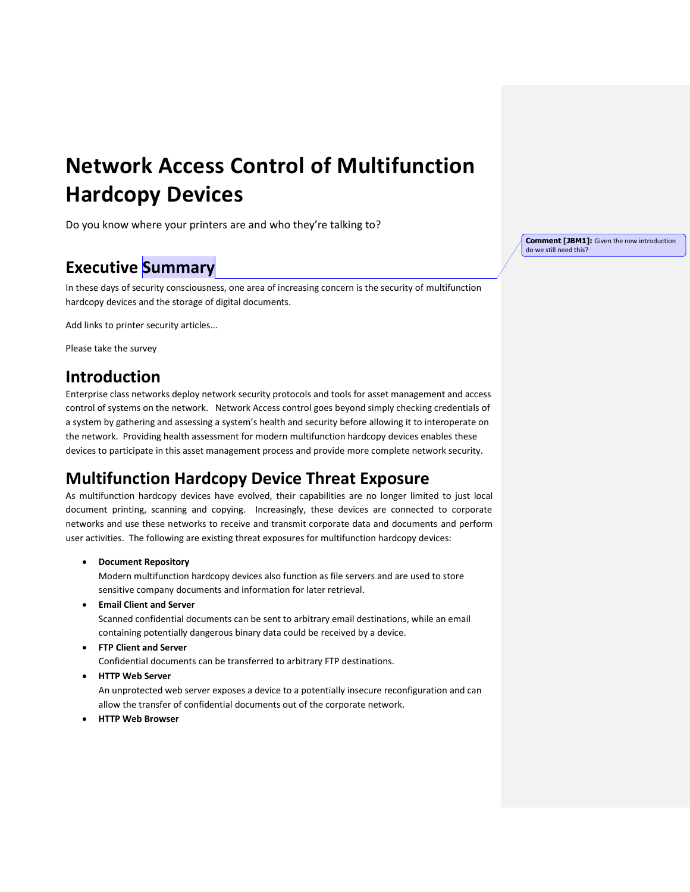# Network Access Control of Multifunction Hardcopy Devices

Do you know where your printers are and who they're talking to?

## Executive Summary

In these days of security consciousness, one area of increasing concern is the security of multifunction hardcopy devices and the storage of digital documents.

Add links to printer security articles...

Please take the survey

Comment [JBM1]: Given the new introduction do we still need this?

## Introduction

Enterprise class networks deploy network security protocols and tools for asset management and access control of systems on the network. Network Access control goes beyond simply checking credentials of a system by gathering and assessing a system's health and security before allowing it to interoperate on the network. Providing health assessment for modern multifunction hardcopy devices enables these devices to participate in this asset management process and provide more complete network security.

## Multifunction Hardcopy Device Threat Exposure

As multifunction hardcopy devices have evolved, their capabilities are no longer limited to just local document printing, scanning and copying. Increasingly, these devices are connected to corporate networks and use these networks to receive and transmit corporate data and documents and perform user activities. The following are existing threat exposures for multifunction hardcopy devices:

- **Document Repository**
  Modern multifunction hardcopy devices also function as file servers and are used to store sensitive company documents and information for later retrieval.
- **Email Client and Server**
  Scanned confidential documents can be sent to arbitrary email destinations, while an email containing potentially dangerous binary data could be received by a device.
- **FTP Client and Server**
  Confidential documents can be transferred to arbitrary FTP destinations.
- **HTTP Web Server**
  An unprotected web server exposes a device to a potentially insecure reconfiguration and can allow the transfer of confidential documents out of the corporate network.
- **HTTP Web Browser**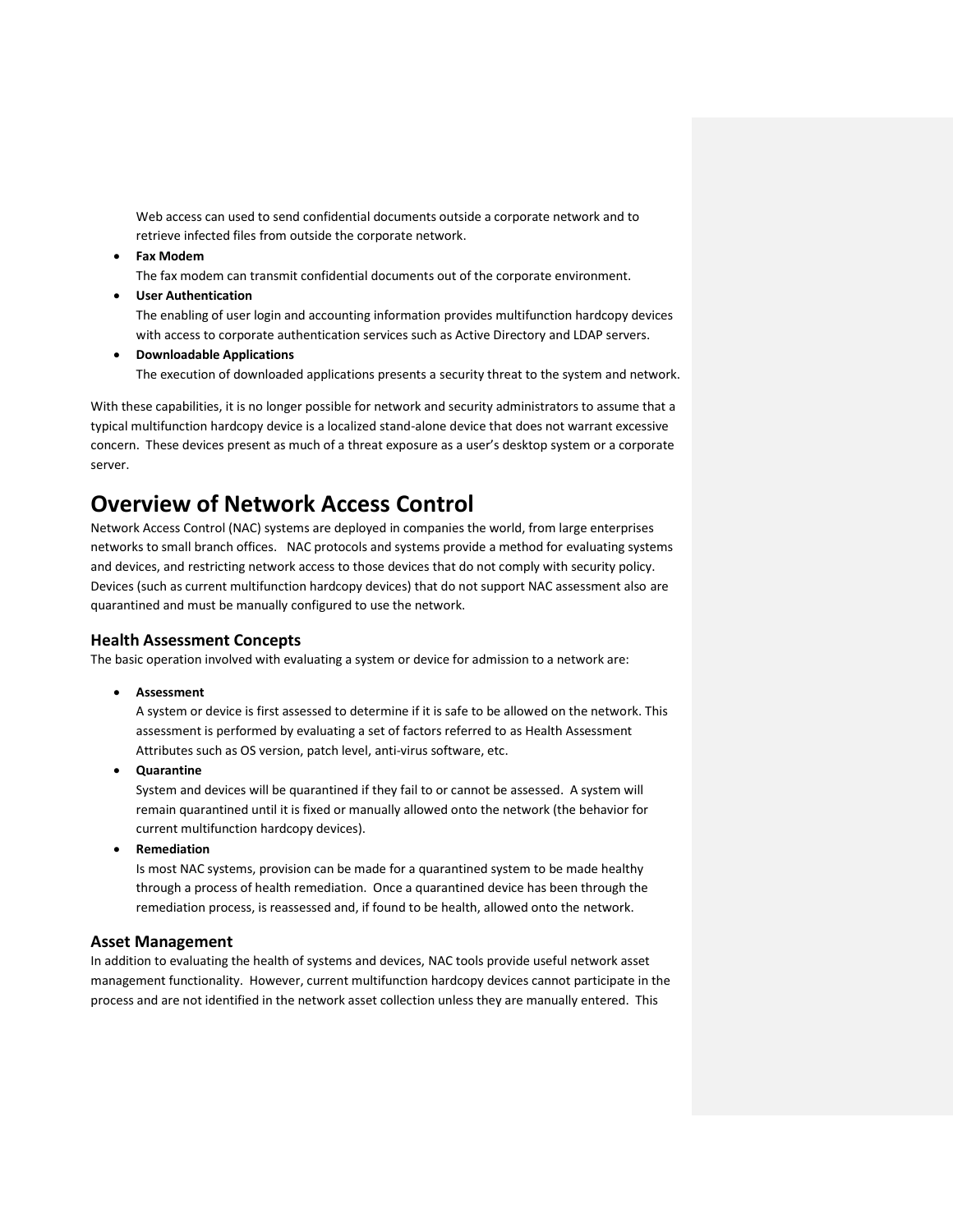Web access can used to send confidential documents outside a corporate network and to retrieve infected files from outside the corporate network.

- **Fax Modem**
  The fax modem can transmit confidential documents out of the corporate environment.
- **User Authentication**
  The enabling of user login and accounting information provides multifunction hardcopy devices with access to corporate authentication services such as Active Directory and LDAP servers.
- **Downloadable Applications**
  The execution of downloaded applications presents a security threat to the system and network.

With these capabilities, it is no longer possible for network and security administrators to assume that a typical multifunction hardcopy device is a localized stand-alone device that does not warrant excessive concern. These devices present as much of a threat exposure as a user's desktop system or a corporate server.

# Overview of Network Access Control

Network Access Control (NAC) systems are deployed in companies the world, from large enterprises networks to small branch offices. NAC protocols and systems provide a method for evaluating systems and devices, and restricting network access to those devices that do not comply with security policy. Devices (such as current multifunction hardcopy devices) that do not support NAC assessment also are quarantined and must be manually configured to use the network.

## Health Assessment Concepts

The basic operation involved with evaluating a system or device for admission to a network are:

- **Assessment**
  A system or device is first assessed to determine if it is safe to be allowed on the network. This assessment is performed by evaluating a set of factors referred to as Health Assessment Attributes such as OS version, patch level, anti-virus software, etc.
- **Quarantine**
  System and devices will be quarantined if they fail to or cannot be assessed. A system will remain quarantined until it is fixed or manually allowed onto the network (the behavior for current multifunction hardcopy devices).
- **Remediation**
  Is most NAC systems, provision can be made for a quarantined system to be made healthy through a process of health remediation. Once a quarantined device has been through the remediation process, is reassessed and, if found to be health, allowed onto the network.

## Asset Management

In addition to evaluating the health of systems and devices, NAC tools provide useful network asset management functionality. However, current multifunction hardcopy devices cannot participate in the process and are not identified in the network asset collection unless they are manually entered. This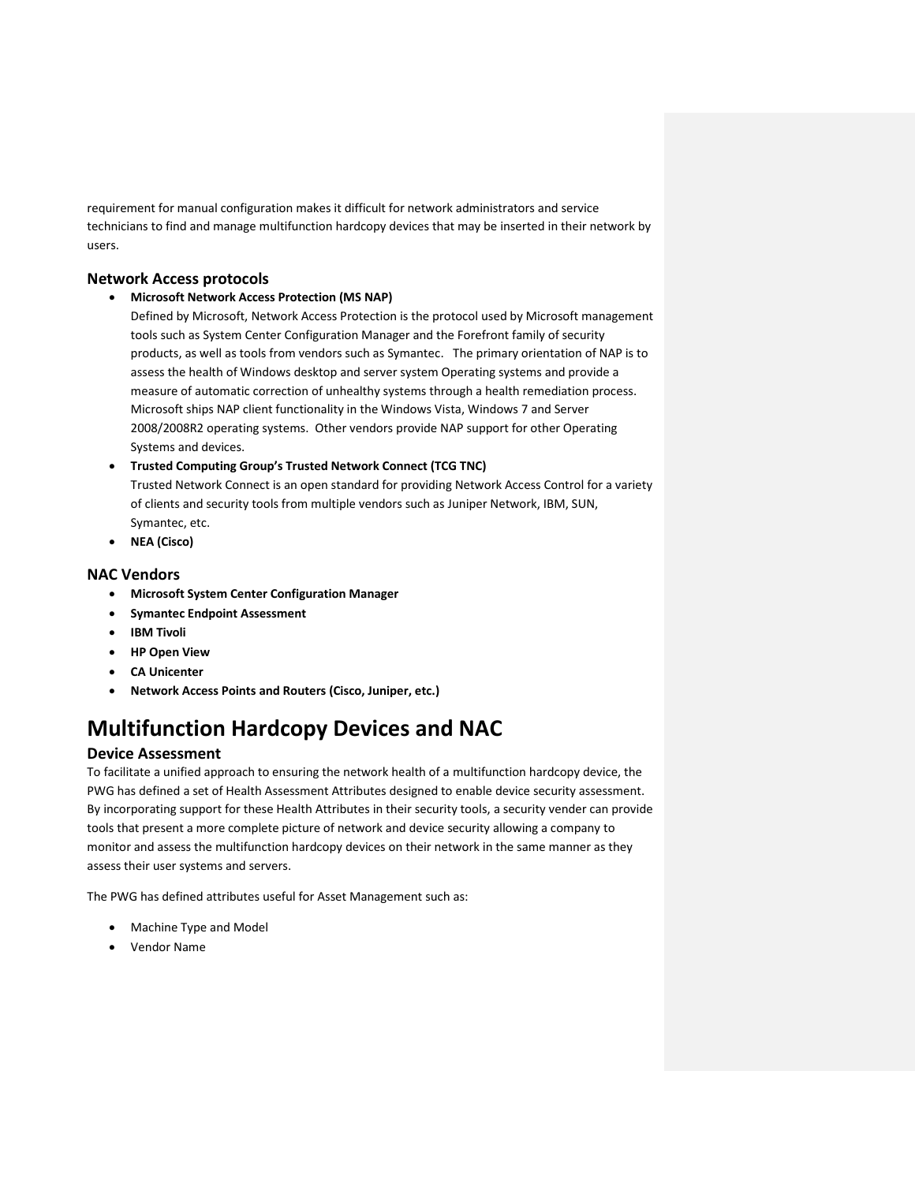requirement for manual configuration makes it difficult for network administrators and service technicians to find and manage multifunction hardcopy devices that may be inserted in their network by users.

### Network Access protocols

- **Microsoft Network Access Protection (MS NAP)**
  Defined by Microsoft, Network Access Protection is the protocol used by Microsoft management tools such as System Center Configuration Manager and the Forefront family of security products, as well as tools from vendors such as Symantec. The primary orientation of NAP is to assess the health of Windows desktop and server system Operating systems and provide a measure of automatic correction of unhealthy systems through a health remediation process. Microsoft ships NAP client functionality in the Windows Vista, Windows 7 and Server 2008/2008R2 operating systems. Other vendors provide NAP support for other Operating Systems and devices.
- **Trusted Computing Group's Trusted Network Connect (TCG TNC)**
  Trusted Network Connect is an open standard for providing Network Access Control for a variety of clients and security tools from multiple vendors such as Juniper Network, IBM, SUN, Symantec, etc.
- **NEA (Cisco)**

### NAC Vendors

- **Microsoft System Center Configuration Manager**
- **Symantec Endpoint Assessment**
- **IBM Tivoli**
- **HP Open View**
- **CA Unicenter**
- **Network Access Points and Routers (Cisco, Juniper, etc.)**

# Multifunction Hardcopy Devices and NAC

### Device Assessment

To facilitate a unified approach to ensuring the network health of a multifunction hardcopy device, the PWG has defined a set of Health Assessment Attributes designed to enable device security assessment. By incorporating support for these Health Attributes in their security tools, a security vender can provide tools that present a more complete picture of network and device security allowing a company to monitor and assess the multifunction hardcopy devices on their network in the same manner as they assess their user systems and servers.

The PWG has defined attributes useful for Asset Management such as:

- Machine Type and Model
- Vendor Name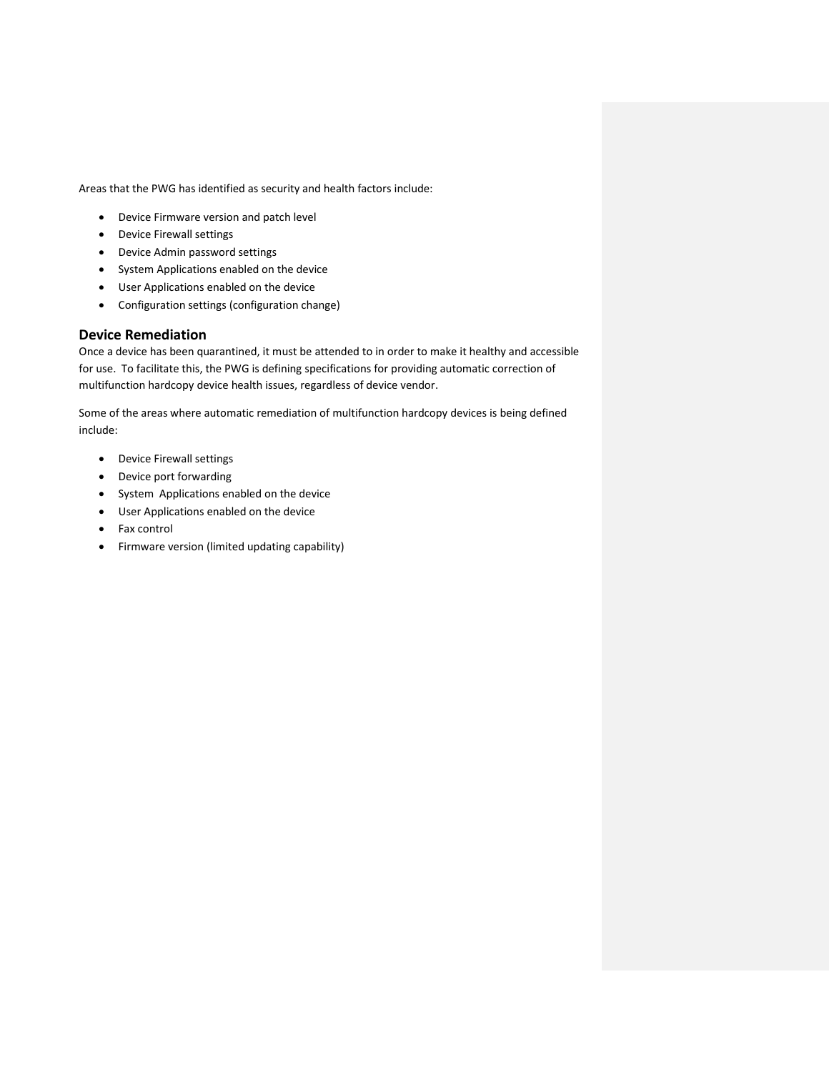Areas that the PWG has identified as security and health factors include:

- Device Firmware version and patch level
- Device Firewall settings
- Device Admin password settings
- System Applications enabled on the device
- User Applications enabled on the device
- Configuration settings (configuration change)

## Device Remediation

Once a device has been quarantined, it must be attended to in order to make it healthy and accessible for use. To facilitate this, the PWG is defining specifications for providing automatic correction of multifunction hardcopy device health issues, regardless of device vendor.

Some of the areas where automatic remediation of multifunction hardcopy devices is being defined include:

- Device Firewall settings
- Device port forwarding
- System Applications enabled on the device
- User Applications enabled on the device
- Fax control
- Firmware version (limited updating capability)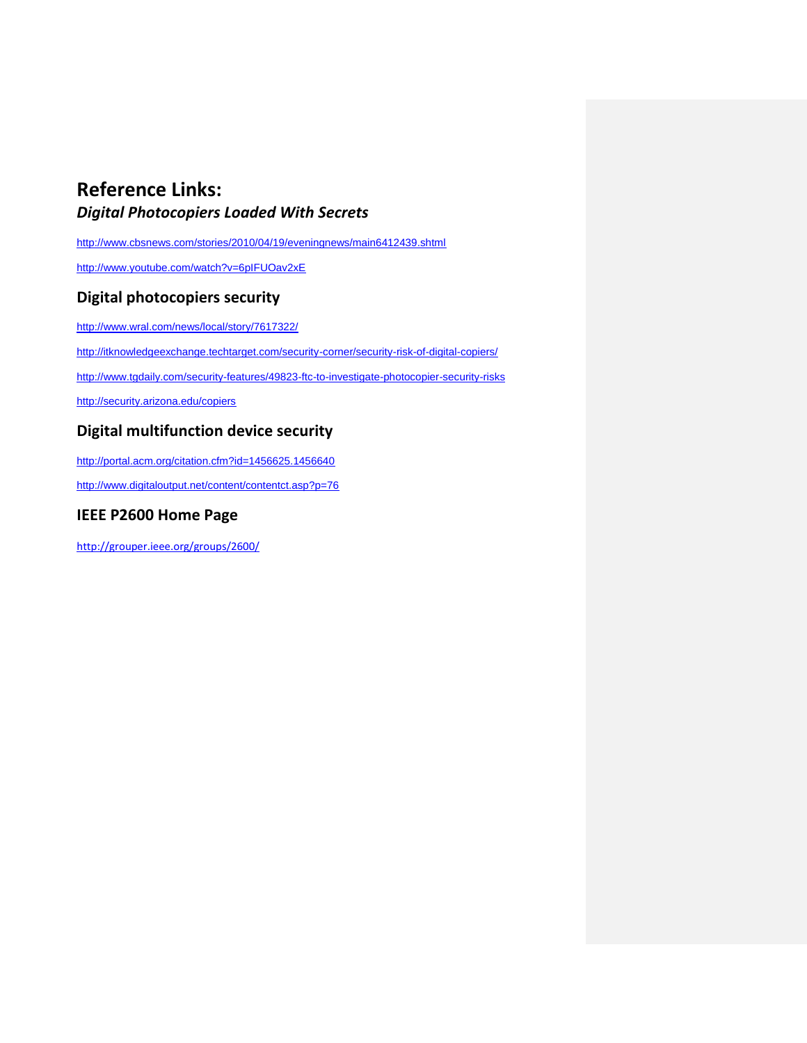# Reference Links:

## *Digital Photocopiers Loaded With Secrets*

http://www.cbsnews.com/stories/2010/04/19/eveningnews/main6412439.shtml

http://www.youtube.com/watch?v=6pIFUOav2xE

## Digital photocopiers security

http://www.wral.com/news/local/story/7617322/

http://itknowledgeexchange.techtarget.com/security-corner/security-risk-of-digital-copiers/

http://www.tgdaily.com/security-features/49823-ftc-to-investigate-photocopier-security-risks

http://security.arizona.edu/copiers

## Digital multifunction device security

http://portal.acm.org/citation.cfm?id=1456625.1456640

http://www.digitaloutput.net/content/contentct.asp?p=76

## IEEE P2600 Home Page

http://grouper.ieee.org/groups/2600/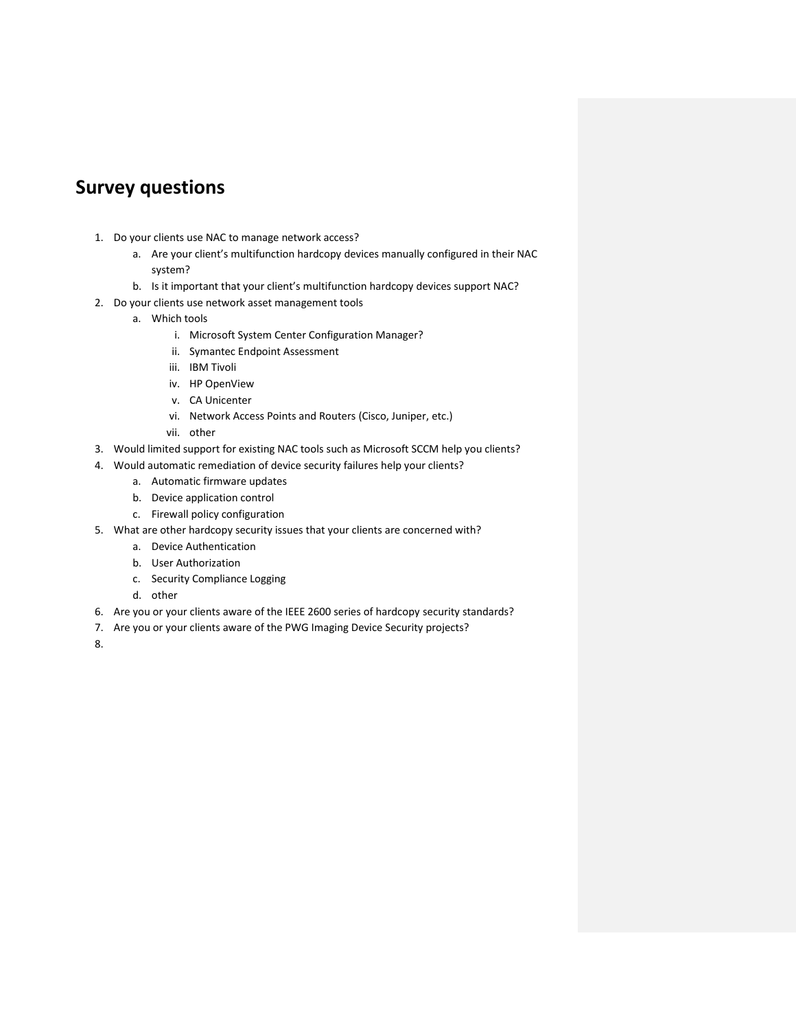## Survey questions

1. Do your clients use NAC to manage network access?
   a. Are your client's multifunction hardcopy devices manually configured in their NAC system?
   b. Is it important that your client's multifunction hardcopy devices support NAC?
2. Do your clients use network asset management tools
   a. Which tools
      i. Microsoft System Center Configuration Manager?
      ii. Symantec Endpoint Assessment
      iii. IBM Tivoli
      iv. HP OpenView
      v. CA Unicenter
      vi. Network Access Points and Routers (Cisco, Juniper, etc.)
      vii. other
3. Would limited support for existing NAC tools such as Microsoft SCCM help you clients?
4. Would automatic remediation of device security failures help your clients?
   a. Automatic firmware updates
   b. Device application control
   c. Firewall policy configuration
5. What are other hardcopy security issues that your clients are concerned with?
   a. Device Authentication
   b. User Authorization
   c. Security Compliance Logging
   d. other
6. Are you or your clients aware of the IEEE 2600 series of hardcopy security standards?
7. Are you or your clients aware of the PWG Imaging Device Security projects?
8.